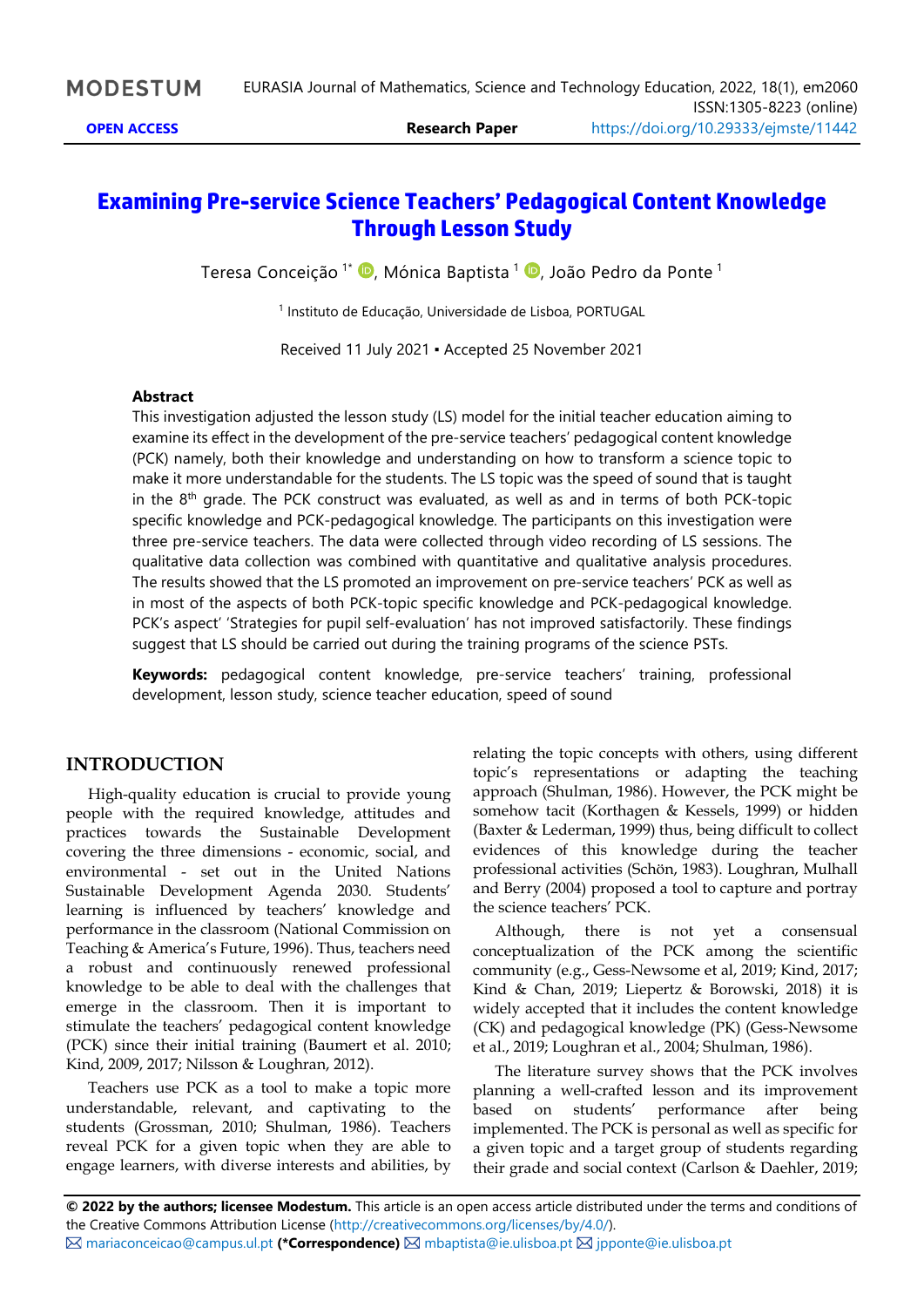# Examining Pre-service Science Teachers' Pedagogical Content Knowledge Through Lesson Study

Teresa Conceição [1*], Mónica Baptista [1], João Pedro da Ponte [1]

[1] Instituto de Educação, Universidade de Lisboa, PORTUGAL

Received 11 July 2021 ▪ Accepted 25 November 2021

### Abstract

This investigation adjusted the lesson study (LS) model for the initial teacher education aiming to examine its effect in the development of the pre-service teachers' pedagogical content knowledge (PCK) namely, both their knowledge and understanding on how to transform a science topic to make it more understandable for the students. The LS topic was the speed of sound that is taught in the 8th grade. The PCK construct was evaluated, as well as and in terms of both PCK-topic specific knowledge and PCK-pedagogical knowledge. The participants on this investigation were three pre-service teachers. The data were collected through video recording of LS sessions. The qualitative data collection was combined with quantitative and qualitative analysis procedures. The results showed that the LS promoted an improvement on pre-service teachers' PCK as well as in most of the aspects of both PCK-topic specific knowledge and PCK-pedagogical knowledge. PCK's aspect' 'Strategies for pupil self-evaluation' has not improved satisfactorily. These findings suggest that LS should be carried out during the training programs of the science PSTs.

**Keywords:** pedagogical content knowledge, pre-service teachers' training, professional development, lesson study, science teacher education, speed of sound

## INTRODUCTION

High-quality education is crucial to provide young people with the required knowledge, attitudes and practices towards the Sustainable Development covering the three dimensions - economic, social, and environmental - set out in the United Nations Sustainable Development Agenda 2030. Students' learning is influenced by teachers' knowledge and performance in the classroom (National Commission on Teaching & America's Future, 1996). Thus, teachers need a robust and continuously renewed professional knowledge to be able to deal with the challenges that emerge in the classroom. Then it is important to stimulate the teachers' pedagogical content knowledge (PCK) since their initial training (Baumert et al. 2010; Kind, 2009, 2017; Nilsson & Loughran, 2012).

Teachers use PCK as a tool to make a topic more understandable, relevant, and captivating to the students (Grossman, 2010; Shulman, 1986). Teachers reveal PCK for a given topic when they are able to engage learners, with diverse interests and abilities, by relating the topic concepts with others, using different topic's representations or adapting the teaching approach (Shulman, 1986). However, the PCK might be somehow tacit (Korthagen & Kessels, 1999) or hidden (Baxter & Lederman, 1999) thus, being difficult to collect evidences of this knowledge during the teacher professional activities (Schön, 1983). Loughran, Mulhall and Berry (2004) proposed a tool to capture and portray the science teachers' PCK.

Although, there is not yet a consensual conceptualization of the PCK among the scientific community (e.g., Gess-Newsome et al, 2019; Kind, 2017; Kind & Chan, 2019; Liepertz & Borowski, 2018) it is widely accepted that it includes the content knowledge (CK) and pedagogical knowledge (PK) (Gess-Newsome et al., 2019; Loughran et al., 2004; Shulman, 1986).

The literature survey shows that the PCK involves planning a well-crafted lesson and its improvement based on students' performance after being implemented. The PCK is personal as well as specific for a given topic and a target group of students regarding their grade and social context (Carlson & Daehler, 2019;

**© 2022 by the authors; licensee Modestum.** This article is an open access article distributed under the terms and conditions of the Creative Commons Attribution License (http://creativecommons.org/licenses/by/4.0/).
✉ mariaconceicao@campus.ul.pt **(*Correspondence)** ✉ mbaptista@ie.ulisboa.pt ✉ jpponte@ie.ulisboa.pt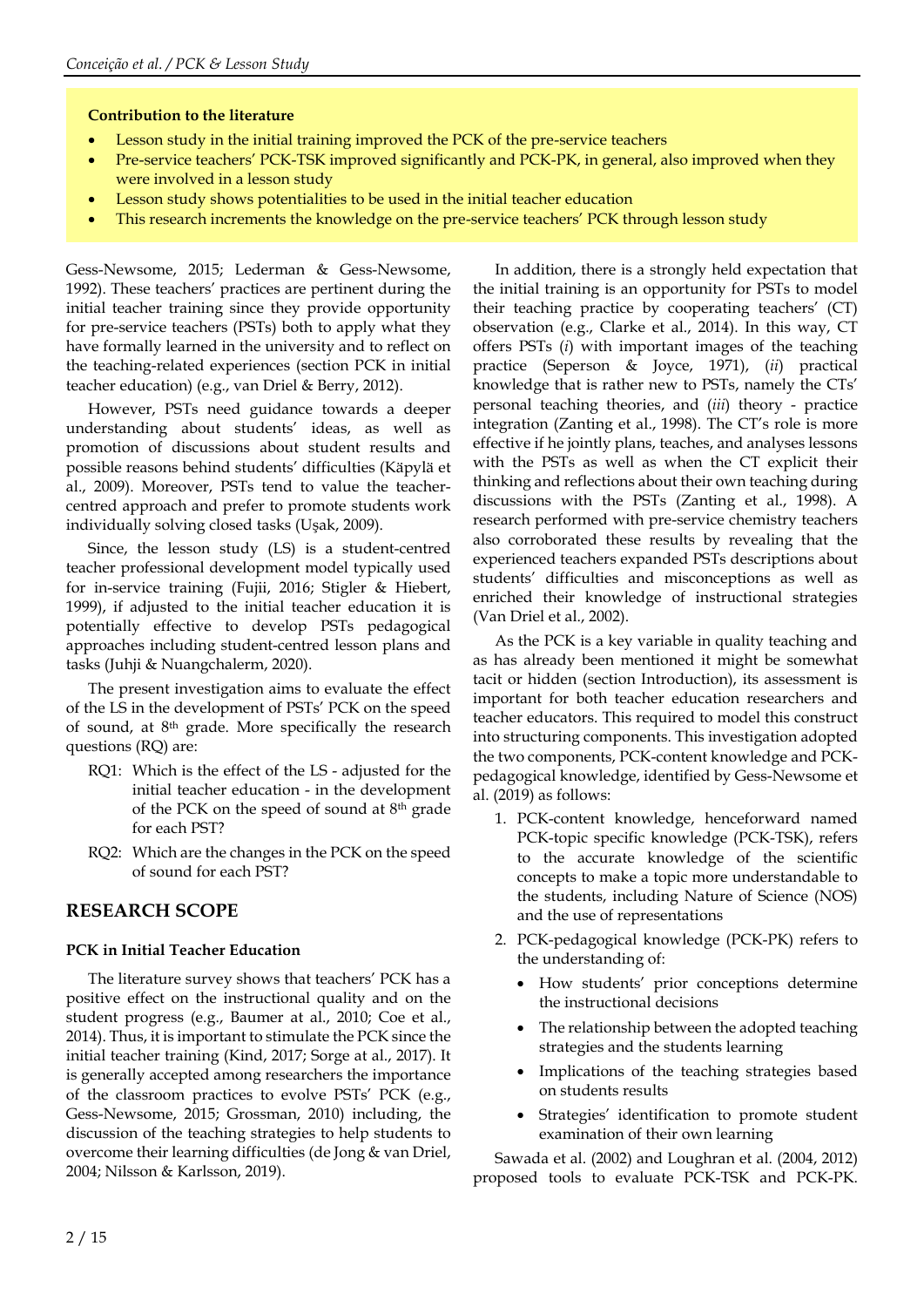**Contribution to the literature**

- Lesson study in the initial training improved the PCK of the pre-service teachers
- Pre-service teachers' PCK-TSK improved significantly and PCK-PK, in general, also improved when they were involved in a lesson study
- Lesson study shows potentialities to be used in the initial teacher education
- This research increments the knowledge on the pre-service teachers' PCK through lesson study

Gess-Newsome, 2015; Lederman & Gess-Newsome, 1992). These teachers' practices are pertinent during the initial teacher training since they provide opportunity for pre-service teachers (PSTs) both to apply what they have formally learned in the university and to reflect on the teaching-related experiences (section PCK in initial teacher education) (e.g., van Driel & Berry, 2012).

However, PSTs need guidance towards a deeper understanding about students' ideas, as well as promotion of discussions about student results and possible reasons behind students' difficulties (Käpylä et al., 2009). Moreover, PSTs tend to value the teacher-centred approach and prefer to promote students work individually solving closed tasks (Uşak, 2009).

Since, the lesson study (LS) is a student-centred teacher professional development model typically used for in-service training (Fujii, 2016; Stigler & Hiebert, 1999), if adjusted to the initial teacher education it is potentially effective to develop PSTs pedagogical approaches including student-centred lesson plans and tasks (Juhji & Nuangchalerm, 2020).

The present investigation aims to evaluate the effect of the LS in the development of PSTs' PCK on the speed of sound, at 8th grade. More specifically the research questions (RQ) are:

- RQ1: Which is the effect of the LS - adjusted for the initial teacher education - in the development of the PCK on the speed of sound at 8th grade for each PST?
- RQ2: Which are the changes in the PCK on the speed of sound for each PST?

## RESEARCH SCOPE

### PCK in Initial Teacher Education

The literature survey shows that teachers' PCK has a positive effect on the instructional quality and on the student progress (e.g., Baumer at al., 2010; Coe et al., 2014). Thus, it is important to stimulate the PCK since the initial teacher training (Kind, 2017; Sorge at al., 2017). It is generally accepted among researchers the importance of the classroom practices to evolve PSTs' PCK (e.g., Gess-Newsome, 2015; Grossman, 2010) including, the discussion of the teaching strategies to help students to overcome their learning difficulties (de Jong & van Driel, 2004; Nilsson & Karlsson, 2019).

In addition, there is a strongly held expectation that the initial training is an opportunity for PSTs to model their teaching practice by cooperating teachers' (CT) observation (e.g., Clarke et al., 2014). In this way, CT offers PSTs (*i*) with important images of the teaching practice (Seperson & Joyce, 1971), (*ii*) practical knowledge that is rather new to PSTs, namely the CTs' personal teaching theories, and (*iii*) theory - practice integration (Zanting et al., 1998). The CT's role is more effective if he jointly plans, teaches, and analyses lessons with the PSTs as well as when the CT explicit their thinking and reflections about their own teaching during discussions with the PSTs (Zanting et al., 1998). A research performed with pre-service chemistry teachers also corroborated these results by revealing that the experienced teachers expanded PSTs descriptions about students' difficulties and misconceptions as well as enriched their knowledge of instructional strategies (Van Driel et al., 2002).

As the PCK is a key variable in quality teaching and as has already been mentioned it might be somewhat tacit or hidden (section Introduction), its assessment is important for both teacher education researchers and teacher educators. This required to model this construct into structuring components. This investigation adopted the two components, PCK-content knowledge and PCK-pedagogical knowledge, identified by Gess-Newsome et al. (2019) as follows:

1. PCK-content knowledge, henceforward named PCK-topic specific knowledge (PCK-TSK), refers to the accurate knowledge of the scientific concepts to make a topic more understandable to the students, including Nature of Science (NOS) and the use of representations
2. PCK-pedagogical knowledge (PCK-PK) refers to the understanding of:
   - How students' prior conceptions determine the instructional decisions
   - The relationship between the adopted teaching strategies and the students learning
   - Implications of the teaching strategies based on students results
   - Strategies' identification to promote student examination of their own learning

Sawada et al. (2002) and Loughran et al. (2004, 2012) proposed tools to evaluate PCK-TSK and PCK-PK.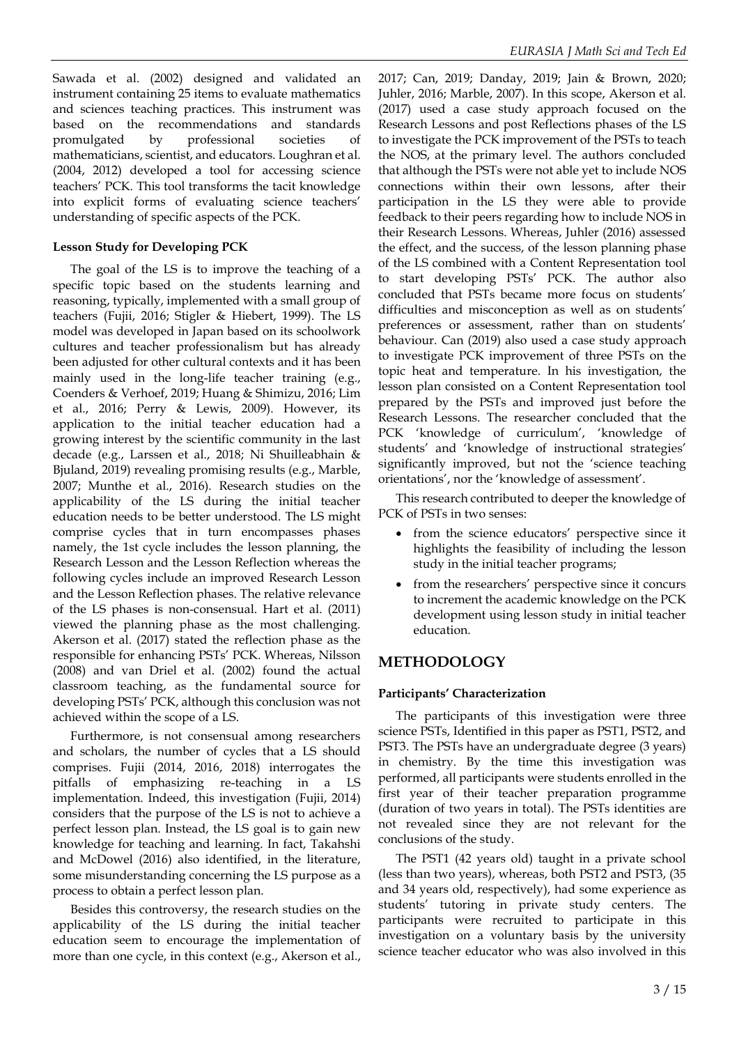Sawada et al. (2002) designed and validated an instrument containing 25 items to evaluate mathematics and sciences teaching practices. This instrument was based on the recommendations and standards promulgated by professional societies of mathematicians, scientist, and educators. Loughran et al. (2004, 2012) developed a tool for accessing science teachers' PCK. This tool transforms the tacit knowledge into explicit forms of evaluating science teachers' understanding of specific aspects of the PCK.

### Lesson Study for Developing PCK

The goal of the LS is to improve the teaching of a specific topic based on the students learning and reasoning, typically, implemented with a small group of teachers (Fujii, 2016; Stigler & Hiebert, 1999). The LS model was developed in Japan based on its schoolwork cultures and teacher professionalism but has already been adjusted for other cultural contexts and it has been mainly used in the long-life teacher training (e.g., Coenders & Verhoef, 2019; Huang & Shimizu, 2016; Lim et al., 2016; Perry & Lewis, 2009). However, its application to the initial teacher education had a growing interest by the scientific community in the last decade (e.g., Larssen et al., 2018; Ni Shuilleabhain & Bjuland, 2019) revealing promising results (e.g., Marble, 2007; Munthe et al., 2016). Research studies on the applicability of the LS during the initial teacher education needs to be better understood. The LS might comprise cycles that in turn encompasses phases namely, the 1st cycle includes the lesson planning, the Research Lesson and the Lesson Reflection whereas the following cycles include an improved Research Lesson and the Lesson Reflection phases. The relative relevance of the LS phases is non-consensual. Hart et al. (2011) viewed the planning phase as the most challenging. Akerson et al. (2017) stated the reflection phase as the responsible for enhancing PSTs' PCK. Whereas, Nilsson (2008) and van Driel et al. (2002) found the actual classroom teaching, as the fundamental source for developing PSTs' PCK, although this conclusion was not achieved within the scope of a LS.

Furthermore, is not consensual among researchers and scholars, the number of cycles that a LS should comprises. Fujii (2014, 2016, 2018) interrogates the pitfalls of emphasizing re-teaching in a LS implementation. Indeed, this investigation (Fujii, 2014) considers that the purpose of the LS is not to achieve a perfect lesson plan. Instead, the LS goal is to gain new knowledge for teaching and learning. In fact, Takahshi and McDowel (2016) also identified, in the literature, some misunderstanding concerning the LS purpose as a process to obtain a perfect lesson plan.

Besides this controversy, the research studies on the applicability of the LS during the initial teacher education seem to encourage the implementation of more than one cycle, in this context (e.g., Akerson et al., 2017; Can, 2019; Danday, 2019; Jain & Brown, 2020; Juhler, 2016; Marble, 2007). In this scope, Akerson et al. (2017) used a case study approach focused on the Research Lessons and post Reflections phases of the LS to investigate the PCK improvement of the PSTs to teach the NOS, at the primary level. The authors concluded that although the PSTs were not able yet to include NOS connections within their own lessons, after their participation in the LS they were able to provide feedback to their peers regarding how to include NOS in their Research Lessons. Whereas, Juhler (2016) assessed the effect, and the success, of the lesson planning phase of the LS combined with a Content Representation tool to start developing PSTs' PCK. The author also concluded that PSTs became more focus on students' difficulties and misconception as well as on students' preferences or assessment, rather than on students' behaviour. Can (2019) also used a case study approach to investigate PCK improvement of three PSTs on the topic heat and temperature. In his investigation, the lesson plan consisted on a Content Representation tool prepared by the PSTs and improved just before the Research Lessons. The researcher concluded that the PCK 'knowledge of curriculum', 'knowledge of students' and 'knowledge of instructional strategies' significantly improved, but not the 'science teaching orientations', nor the 'knowledge of assessment'.

This research contributed to deeper the knowledge of PCK of PSTs in two senses:

- from the science educators' perspective since it highlights the feasibility of including the lesson study in the initial teacher programs;
- from the researchers' perspective since it concurs to increment the academic knowledge on the PCK development using lesson study in initial teacher education.

## METHODOLOGY

### Participants' Characterization

The participants of this investigation were three science PSTs, Identified in this paper as PST1, PST2, and PST3. The PSTs have an undergraduate degree (3 years) in chemistry. By the time this investigation was performed, all participants were students enrolled in the first year of their teacher preparation programme (duration of two years in total). The PSTs identities are not revealed since they are not relevant for the conclusions of the study.

The PST1 (42 years old) taught in a private school (less than two years), whereas, both PST2 and PST3, (35 and 34 years old, respectively), had some experience as students' tutoring in private study centers. The participants were recruited to participate in this investigation on a voluntary basis by the university science teacher educator who was also involved in this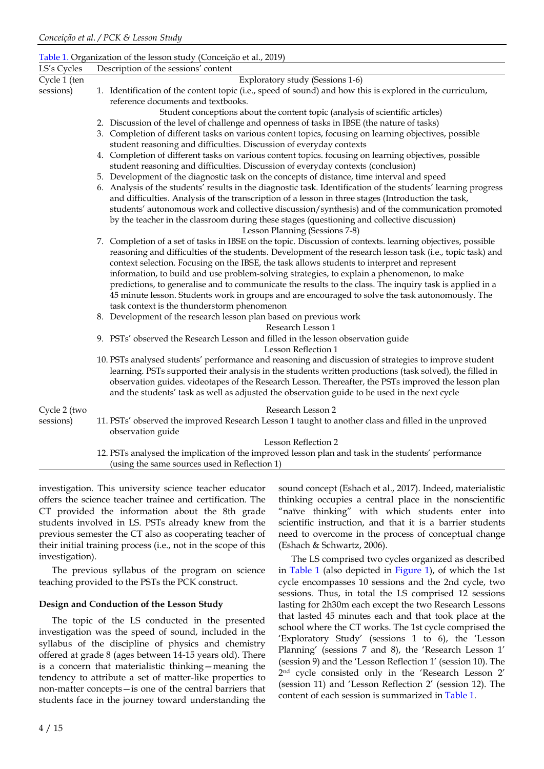Table 1. Organization of the lesson study (Conceição et al., 2019)

| LS's Cycles | Description of the sessions' content |
| --- | --- |
| Cycle 1 (ten sessions) | Exploratory study (Sessions 1-6) |
| | 1. Identification of the content topic (i.e., speed of sound) and how this is explored in the curriculum, reference documents and textbooks. Student conceptions about the content topic (analysis of scientific articles) |
| | 2. Discussion of the level of challenge and openness of tasks in IBSE (the nature of tasks) |
| | 3. Completion of different tasks on various content topics, focusing on learning objectives, possible student reasoning and difficulties. Discussion of everyday contexts |
| | 4. Completion of different tasks on various content topics. focusing on learning objectives, possible student reasoning and difficulties. Discussion of everyday contexts (conclusion) |
| | 5. Development of the diagnostic task on the concepts of distance, time interval and speed |
| | 6. Analysis of the students' results in the diagnostic task. Identification of the students' learning progress and difficulties. Analysis of the transcription of a lesson in three stages (Introduction the task, students' autonomous work and collective discussion/synthesis) and of the communication promoted by the teacher in the classroom during these stages (questioning and collective discussion) |
| | Lesson Planning (Sessions 7-8) |
| | 7. Completion of a set of tasks in IBSE on the topic. Discussion of contexts. learning objectives, possible reasoning and difficulties of the students. Development of the research lesson task (i.e., topic task) and context selection. Focusing on the IBSE, the task allows students to interpret and represent information, to build and use problem-solving strategies, to explain a phenomenon, to make predictions, to generalise and to communicate the results to the class. The inquiry task is applied in a 45 minute lesson. Students work in groups and are encouraged to solve the task autonomously. The task context is the thunderstorm phenomenon |
| | 8. Development of the research lesson plan based on previous work |
| | Research Lesson 1 |
| | 9. PSTs' observed the Research Lesson and filled in the lesson observation guide |
| | Lesson Reflection 1 |
| | 10. PSTs analysed students' performance and reasoning and discussion of strategies to improve student learning. PSTs supported their analysis in the students written productions (task solved), the filled in observation guides. videotapes of the Research Lesson. Thereafter, the PSTs improved the lesson plan and the students' task as well as adjusted the observation guide to be used in the next cycle |
| Cycle 2 (two sessions) | Research Lesson 2 |
| | 11. PSTs' observed the improved Research Lesson 1 taught to another class and filled in the unproved observation guide |
| | Lesson Reflection 2 |
| | 12. PSTs analysed the implication of the improved lesson plan and task in the students' performance (using the same sources used in Reflection 1) |

investigation. This university science teacher educator offers the science teacher trainee and certification. The CT provided the information about the 8th grade students involved in LS. PSTs already knew from the previous semester the CT also as cooperating teacher of their initial training process (i.e., not in the scope of this investigation).

The previous syllabus of the program on science teaching provided to the PSTs the PCK construct.

### Design and Conduction of the Lesson Study

The topic of the LS conducted in the presented investigation was the speed of sound, included in the syllabus of the discipline of physics and chemistry offered at grade 8 (ages between 14-15 years old). There is a concern that materialistic thinking—meaning the tendency to attribute a set of matter-like properties to non-matter concepts—is one of the central barriers that students face in the journey toward understanding the sound concept (Eshach et al., 2017). Indeed, materialistic thinking occupies a central place in the nonscientific "naïve thinking" with which students enter into scientific instruction, and that it is a barrier students need to overcome in the process of conceptual change (Eshach & Schwartz, 2006).

The LS comprised two cycles organized as described in Table 1 (also depicted in Figure 1), of which the 1st cycle encompasses 10 sessions and the 2nd cycle, two sessions. Thus, in total the LS comprised 12 sessions lasting for 2h30m each except the two Research Lessons that lasted 45 minutes each and that took place at the school where the CT works. The 1st cycle comprised the 'Exploratory Study' (sessions 1 to 6), the 'Lesson Planning' (sessions 7 and 8), the 'Research Lesson 1' (session 9) and the 'Lesson Reflection 1' (session 10). The 2nd cycle consisted only in the 'Research Lesson 2' (session 11) and 'Lesson Reflection 2' (session 12). The content of each session is summarized in Table 1.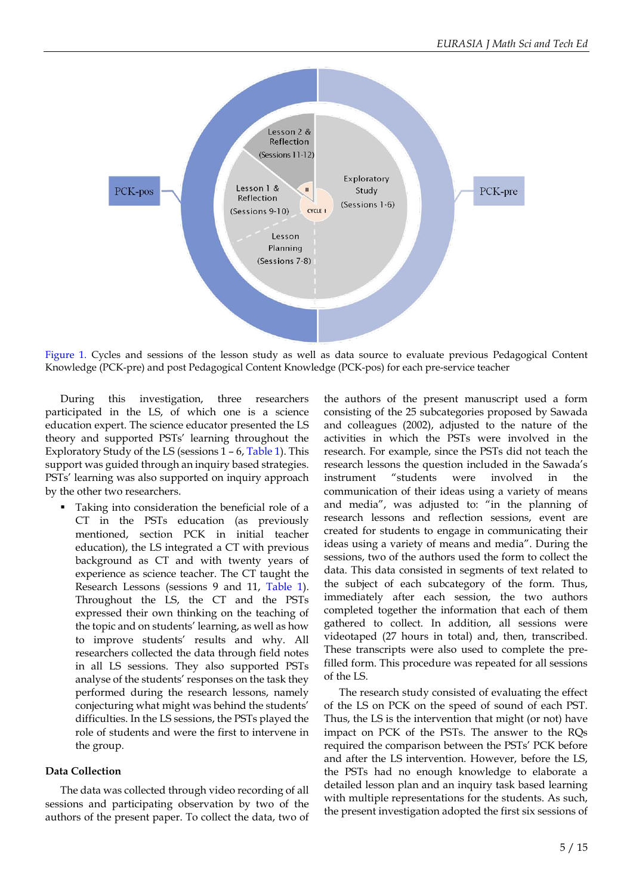Figure 1. Cycles and sessions of the lesson study as well as data source to evaluate previous Pedagogical Content Knowledge (PCK-pre) and post Pedagogical Content Knowledge (PCK-pos) for each pre-service teacher

During this investigation, three researchers participated in the LS, of which one is a science education expert. The science educator presented the LS theory and supported PSTs' learning throughout the Exploratory Study of the LS (sessions 1 – 6, Table 1). This support was guided through an inquiry based strategies. PSTs' learning was also supported on inquiry approach by the other two researchers.

- Taking into consideration the beneficial role of a CT in the PSTs education (as previously mentioned, section PCK in initial teacher education), the LS integrated a CT with previous background as CT and with twenty years of experience as science teacher. The CT taught the Research Lessons (sessions 9 and 11, Table 1). Throughout the LS, the CT and the PSTs expressed their own thinking on the teaching of the topic and on students' learning, as well as how to improve students' results and why. All researchers collected the data through field notes in all LS sessions. They also supported PSTs analyse of the students' responses on the task they performed during the research lessons, namely conjecturing what might was behind the students' difficulties. In the LS sessions, the PSTs played the role of students and were the first to intervene in the group.

### Data Collection

The data was collected through video recording of all sessions and participating observation by two of the authors of the present paper. To collect the data, two of the authors of the present manuscript used a form consisting of the 25 subcategories proposed by Sawada and colleagues (2002), adjusted to the nature of the activities in which the PSTs were involved in the research. For example, since the PSTs did not teach the research lessons the question included in the Sawada's instrument "students were involved in the communication of their ideas using a variety of means and media", was adjusted to: "in the planning of research lessons and reflection sessions, event are created for students to engage in communicating their ideas using a variety of means and media". During the sessions, two of the authors used the form to collect the data. This data consisted in segments of text related to the subject of each subcategory of the form. Thus, immediately after each session, the two authors completed together the information that each of them gathered to collect. In addition, all sessions were videotaped (27 hours in total) and, then, transcribed. These transcripts were also used to complete the pre-filled form. This procedure was repeated for all sessions of the LS.

The research study consisted of evaluating the effect of the LS on PCK on the speed of sound of each PST. Thus, the LS is the intervention that might (or not) have impact on PCK of the PSTs. The answer to the RQs required the comparison between the PSTs' PCK before and after the LS intervention. However, before the LS, the PSTs had no enough knowledge to elaborate a detailed lesson plan and an inquiry task based learning with multiple representations for the students. As such, the present investigation adopted the first six sessions of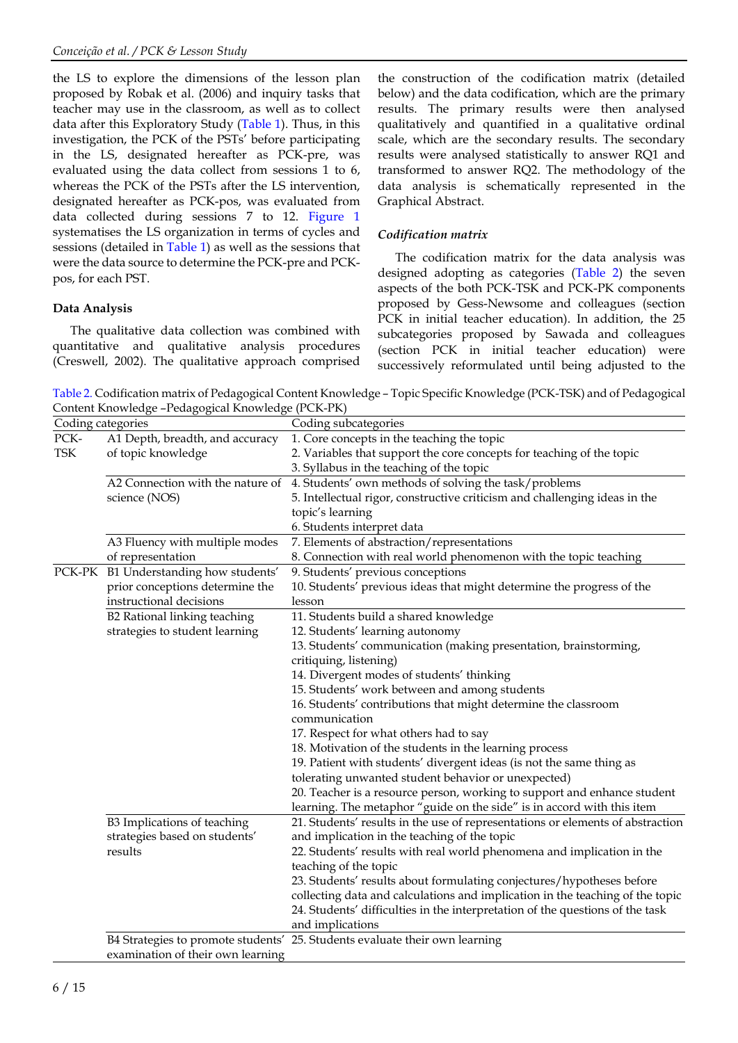the LS to explore the dimensions of the lesson plan proposed by Robak et al. (2006) and inquiry tasks that teacher may use in the classroom, as well as to collect data after this Exploratory Study (Table 1). Thus, in this investigation, the PCK of the PSTs' before participating in the LS, designated hereafter as PCK-pre, was evaluated using the data collect from sessions 1 to 6, whereas the PCK of the PSTs after the LS intervention, designated hereafter as PCK-pos, was evaluated from data collected during sessions 7 to 12. Figure 1 systematises the LS organization in terms of cycles and sessions (detailed in Table 1) as well as the sessions that were the data source to determine the PCK-pre and PCK-pos, for each PST.

### Data Analysis

The qualitative data collection was combined with quantitative and qualitative analysis procedures (Creswell, 2002). The qualitative approach comprised the construction of the codification matrix (detailed below) and the data codification, which are the primary results. The primary results were then analysed qualitatively and quantified in a qualitative ordinal scale, which are the secondary results. The secondary results were analysed statistically to answer RQ1 and transformed to answer RQ2. The methodology of the data analysis is schematically represented in the Graphical Abstract.

#### *Codification matrix*

The codification matrix for the data analysis was designed adopting as categories (Table 2) the seven aspects of the both PCK-TSK and PCK-PK components proposed by Gess-Newsome and colleagues (section PCK in initial teacher education). In addition, the 25 subcategories proposed by Sawada and colleagues (section PCK in initial teacher education) were successively reformulated until being adjusted to the

Table 2. Codification matrix of Pedagogical Content Knowledge – Topic Specific Knowledge (PCK-TSK) and of Pedagogical Content Knowledge –Pedagogical Knowledge (PCK-PK)

| Coding categories | | Coding subcategories |
|---|---|---|
| PCK-TSK | A1 Depth, breadth, and accuracy of topic knowledge | 1. Core concepts in the teaching the topic<br>2. Variables that support the core concepts for teaching of the topic<br>3. Syllabus in the teaching of the topic |
| | A2 Connection with the nature of science (NOS) | 4. Students' own methods of solving the task/problems<br>5. Intellectual rigor, constructive criticism and challenging ideas in the topic's learning<br>6. Students interpret data |
| | A3 Fluency with multiple modes of representation | 7. Elements of abstraction/representations<br>8. Connection with real world phenomenon with the topic teaching |
| PCK-PK | B1 Understanding how students' prior conceptions determine the instructional decisions | 9. Students' previous conceptions<br>10. Students' previous ideas that might determine the progress of the lesson |
| | B2 Rational linking teaching strategies to student learning | 11. Students build a shared knowledge<br>12. Students' learning autonomy<br>13. Students' communication (making presentation, brainstorming, critiquing, listening)<br>14. Divergent modes of students' thinking<br>15. Students' work between and among students<br>16. Students' contributions that might determine the classroom communication<br>17. Respect for what others had to say<br>18. Motivation of the students in the learning process<br>19. Patient with students' divergent ideas (is not the same thing as tolerating unwanted student behavior or unexpected)<br>20. Teacher is a resource person, working to support and enhance student learning. The metaphor "guide on the side" is in accord with this item |
| | B3 Implications of teaching strategies based on students' results | 21. Students' results in the use of representations or elements of abstraction and implication in the teaching of the topic<br>22. Students' results with real world phenomena and implication in the teaching of the topic<br>23. Students' results about formulating conjectures/hypotheses before collecting data and calculations and implication in the teaching of the topic<br>24. Students' difficulties in the interpretation of the questions of the task and implications |
| | B4 Strategies to promote students' examination of their own learning | 25. Students evaluate their own learning |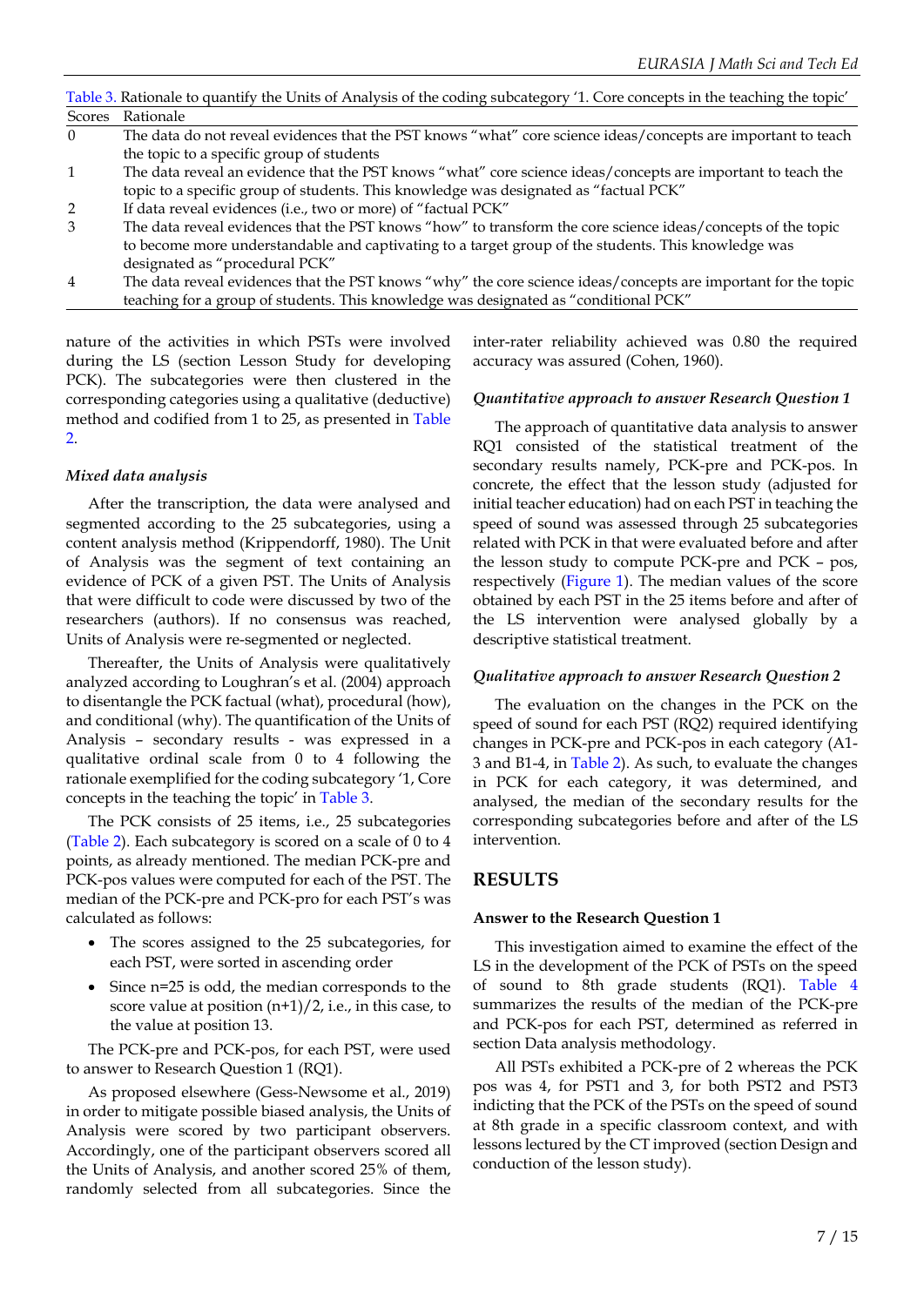Table 3. Rationale to quantify the Units of Analysis of the coding subcategory '1. Core concepts in the teaching the topic'

| Scores | Rationale |
|---|---|
| 0 | The data do not reveal evidences that the PST knows "what" core science ideas/concepts are important to teach the topic to a specific group of students |
| 1 | The data reveal an evidence that the PST knows "what" core science ideas/concepts are important to teach the topic to a specific group of students. This knowledge was designated as "factual PCK" |
| 2 | If data reveal evidences (i.e., two or more) of "factual PCK" |
| 3 | The data reveal evidences that the PST knows "how" to transform the core science ideas/concepts of the topic to become more understandable and captivating to a target group of the students. This knowledge was designated as "procedural PCK" |
| 4 | The data reveal evidences that the PST knows "why" the core science ideas/concepts are important for the topic teaching for a group of students. This knowledge was designated as "conditional PCK" |

nature of the activities in which PSTs were involved during the LS (section Lesson Study for developing PCK). The subcategories were then clustered in the corresponding categories using a qualitative (deductive) method and codified from 1 to 25, as presented in Table 2.

### *Mixed data analysis*

After the transcription, the data were analysed and segmented according to the 25 subcategories, using a content analysis method (Krippendorff, 1980). The Unit of Analysis was the segment of text containing an evidence of PCK of a given PST. The Units of Analysis that were difficult to code were discussed by two of the researchers (authors). If no consensus was reached, Units of Analysis were re-segmented or neglected.

Thereafter, the Units of Analysis were qualitatively analyzed according to Loughran's et al. (2004) approach to disentangle the PCK factual (what), procedural (how), and conditional (why). The quantification of the Units of Analysis – secondary results - was expressed in a qualitative ordinal scale from 0 to 4 following the rationale exemplified for the coding subcategory '1, Core concepts in the teaching the topic' in Table 3.

The PCK consists of 25 items, i.e., 25 subcategories (Table 2). Each subcategory is scored on a scale of 0 to 4 points, as already mentioned. The median PCK-pre and PCK-pos values were computed for each of the PST. The median of the PCK-pre and PCK-pro for each PST's was calculated as follows:

- The scores assigned to the 25 subcategories, for each PST, were sorted in ascending order
- Since n=25 is odd, the median corresponds to the score value at position $(n+1)/2$, i.e., in this case, to the value at position 13.

The PCK-pre and PCK-pos, for each PST, were used to answer to Research Question 1 (RQ1).

As proposed elsewhere (Gess-Newsome et al., 2019) in order to mitigate possible biased analysis, the Units of Analysis were scored by two participant observers. Accordingly, one of the participant observers scored all the Units of Analysis, and another scored 25% of them, randomly selected from all subcategories. Since the inter-rater reliability achieved was 0.80 the required accuracy was assured (Cohen, 1960).

### *Quantitative approach to answer Research Question 1*

The approach of quantitative data analysis to answer RQ1 consisted of the statistical treatment of the secondary results namely, PCK-pre and PCK-pos. In concrete, the effect that the lesson study (adjusted for initial teacher education) had on each PST in teaching the speed of sound was assessed through 25 subcategories related with PCK in that were evaluated before and after the lesson study to compute PCK-pre and PCK – pos, respectively (Figure 1). The median values of the score obtained by each PST in the 25 items before and after of the LS intervention were analysed globally by a descriptive statistical treatment.

### *Qualitative approach to answer Research Question 2*

The evaluation on the changes in the PCK on the speed of sound for each PST (RQ2) required identifying changes in PCK-pre and PCK-pos in each category (A1-3 and B1-4, in Table 2). As such, to evaluate the changes in PCK for each category, it was determined, and analysed, the median of the secondary results for the corresponding subcategories before and after of the LS intervention.

## RESULTS

### **Answer to the Research Question 1**

This investigation aimed to examine the effect of the LS in the development of the PCK of PSTs on the speed of sound to 8th grade students (RQ1). Table 4 summarizes the results of the median of the PCK-pre and PCK-pos for each PST, determined as referred in section Data analysis methodology.

All PSTs exhibited a PCK-pre of 2 whereas the PCK pos was 4, for PST1 and 3, for both PST2 and PST3 indicting that the PCK of the PSTs on the speed of sound at 8th grade in a specific classroom context, and with lessons lectured by the CT improved (section Design and conduction of the lesson study).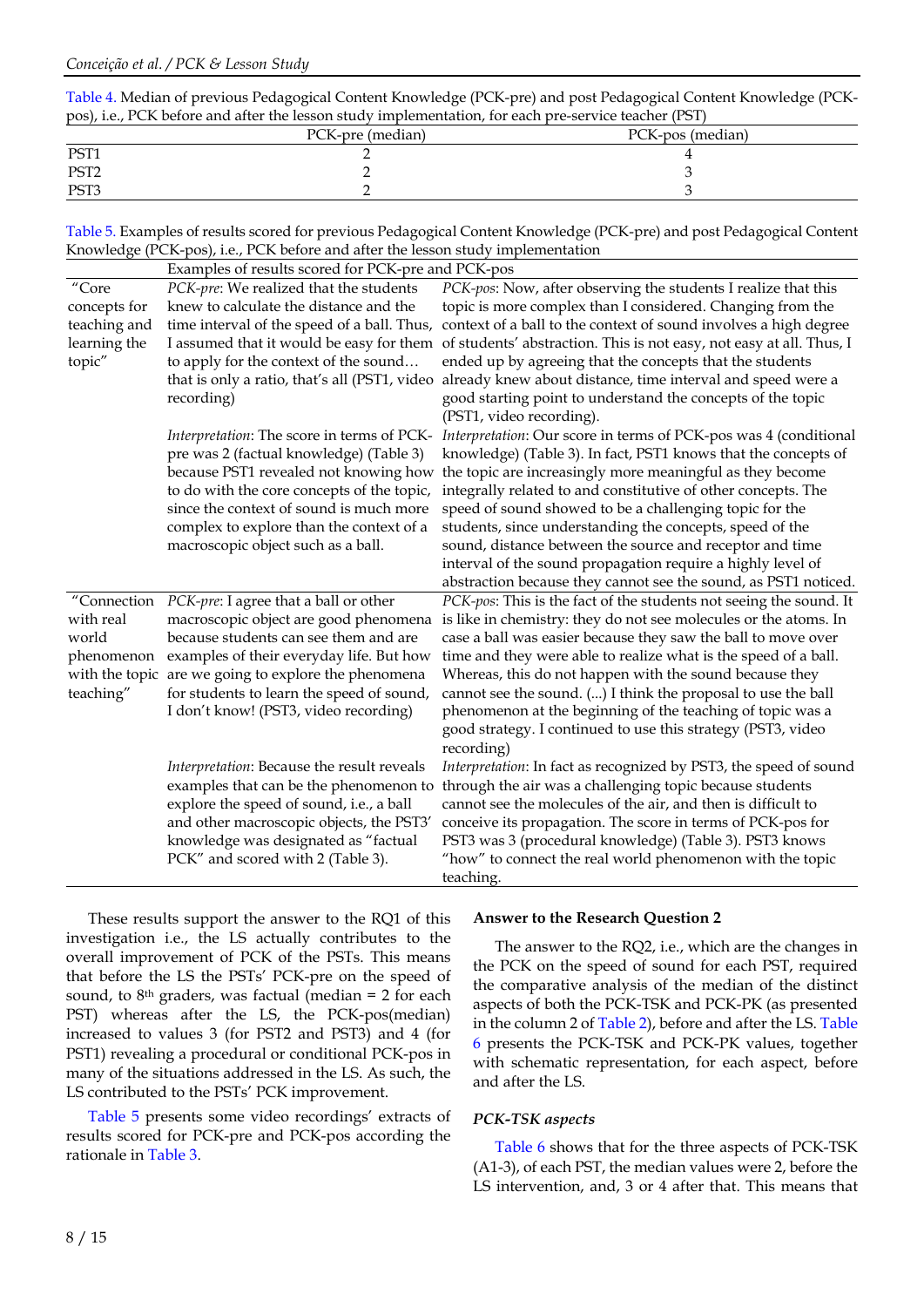Table 4. Median of previous Pedagogical Content Knowledge (PCK-pre) and post Pedagogical Content Knowledge (PCK-pos), i.e., PCK before and after the lesson study implementation, for each pre-service teacher (PST)

| | PCK-pre (median) | PCK-pos (median) |
|---|---|---|
| PST1 | 2 | 4 |
| PST2 | 2 | 3 |
| PST3 | 2 | 3 |

Table 5. Examples of results scored for previous Pedagogical Content Knowledge (PCK-pre) and post Pedagogical Content Knowledge (PCK-pos), i.e., PCK before and after the lesson study implementation

| | Examples of results scored for PCK-pre and PCK-pos | |
|---|---|---|
| "Core concepts for teaching and learning the topic" | *PCK-pre*: We realized that the students knew to calculate the distance and the time interval of the speed of a ball. Thus, I assumed that it would be easy for them to apply for the context of the sound… that is only a ratio, that's all (PST1, video recording) | *PCK-pos*: Now, after observing the students I realize that this topic is more complex than I considered. Changing from the context of a ball to the context of sound involves a high degree of students' abstraction. This is not easy, not easy at all. Thus, I ended up by agreeing that the concepts that the students already knew about distance, time interval and speed were a good starting point to understand the concepts of the topic (PST1, video recording). |
| | *Interpretation*: The score in terms of PCK-pre was 2 (factual knowledge) (Table 3) because PST1 revealed not knowing how to do with the core concepts of the topic, since the context of sound is much more complex to explore than the context of a macroscopic object such as a ball. | *Interpretation*: Our score in terms of PCK-pos was 4 (conditional knowledge) (Table 3). In fact, PST1 knows that the concepts of the topic are increasingly more meaningful as they become integrally related to and constitutive of other concepts. The speed of sound showed to be a challenging topic for the students, since understanding the concepts, speed of the sound, distance between the source and receptor and time interval of the sound propagation require a highly level of abstraction because they cannot see the sound, as PST1 noticed. |
| "Connection with real world phenomenon with the topic teaching" | *PCK-pre*: I agree that a ball or other macroscopic object are good phenomena because students can see them and are examples of their everyday life. But how are we going to explore the phenomena for students to learn the speed of sound, I don't know! (PST3, video recording) | *PCK-pos*: This is the fact of the students not seeing the sound. It is like in chemistry: they do not see molecules or the atoms. In case a ball was easier because they saw the ball to move over time and they were able to realize what is the speed of a ball. Whereas, this do not happen with the sound because they cannot see the sound. (...) I think the proposal to use the ball phenomenon at the beginning of the teaching of topic was a good strategy. I continued to use this strategy (PST3, video recording) |
| | *Interpretation*: Because the result reveals examples that can be the phenomenon to explore the speed of sound, i.e., a ball and other macroscopic objects, the PST3' knowledge was designated as "factual PCK" and scored with 2 (Table 3). | *Interpretation*: In fact as recognized by PST3, the speed of sound through the air was a challenging topic because students cannot see the molecules of the air, and then is difficult to conceive its propagation. The score in terms of PCK-pos for PST3 was 3 (procedural knowledge) (Table 3). PST3 knows "how" to connect the real world phenomenon with the topic teaching. |

These results support the answer to the RQ1 of this investigation i.e., the LS actually contributes to the overall improvement of PCK of the PSTs. This means that before the LS the PSTs' PCK-pre on the speed of sound, to 8th graders, was factual (median = 2 for each PST) whereas after the LS, the PCK-pos(median) increased to values 3 (for PST2 and PST3) and 4 (for PST1) revealing a procedural or conditional PCK-pos in many of the situations addressed in the LS. As such, the LS contributed to the PSTs' PCK improvement.

Table 5 presents some video recordings' extracts of results scored for PCK-pre and PCK-pos according the rationale in Table 3.

### Answer to the Research Question 2

The answer to the RQ2, i.e., which are the changes in the PCK on the speed of sound for each PST, required the comparative analysis of the median of the distinct aspects of both the PCK-TSK and PCK-PK (as presented in the column 2 of Table 2), before and after the LS. Table 6 presents the PCK-TSK and PCK-PK values, together with schematic representation, for each aspect, before and after the LS.

#### *PCK-TSK aspects*

Table 6 shows that for the three aspects of PCK-TSK (A1-3), of each PST, the median values were 2, before the LS intervention, and, 3 or 4 after that. This means that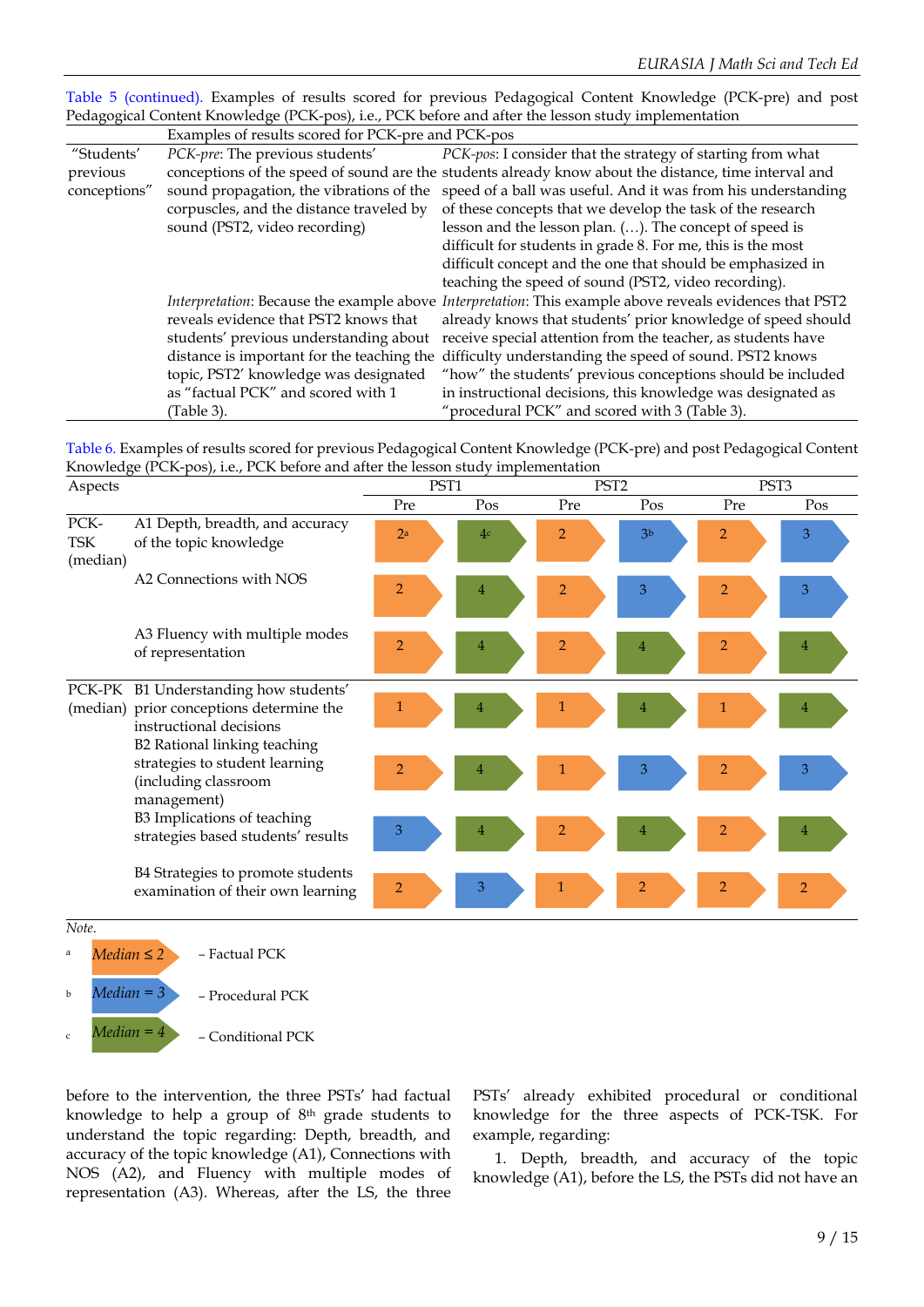Table 5 (continued). Examples of results scored for previous Pedagogical Content Knowledge (PCK-pre) and post Pedagogical Content Knowledge (PCK-pos), i.e., PCK before and after the lesson study implementation

| | Examples of results scored for PCK-pre and PCK-pos | |
|---|---|---|
| "Students' previous conceptions" | *PCK-pre*: The previous students' conceptions of the speed of sound are the sound propagation, the vibrations of the corpuscles, and the distance traveled by sound (PST2, video recording) | *PCK-pos*: I consider that the strategy of starting from what students already know about the distance, time interval and speed of a ball was useful. And it was from his understanding of these concepts that we develop the task of the research lesson and the lesson plan. (…). The concept of speed is difficult for students in grade 8. For me, this is the most difficult concept and the one that should be emphasized in teaching the speed of sound (PST2, video recording). |
| | *Interpretation*: Because the example above reveals evidence that PST2 knows that students' previous understanding about distance is important for the teaching the topic, PST2' knowledge was designated as "factual PCK" and scored with 1 (Table 3). | *Interpretation*: This example above reveals evidences that PST2 already knows that students' prior knowledge of speed should receive special attention from the teacher, as students have difficulty understanding the speed of sound. PST2 knows "how" the students' previous conceptions should be included in instructional decisions, this knowledge was designated as "procedural PCK" and scored with 3 (Table 3). |

Table 6. Examples of results scored for previous Pedagogical Content Knowledge (PCK-pre) and post Pedagogical Content Knowledge (PCK-pos), i.e., PCK before and after the lesson study implementation

| Aspects | | PST1 | | PST2 | | PST3 | |
|---|---|---|---|---|---|---|---|
| | | Pre | Pos | Pre | Pos | Pre | Pos |
| PCK-TSK (median) | A1 Depth, breadth, and accuracy of the topic knowledge | 2[a] | 4[c] | 2 | 3[b] | 2 | 3 |
| | A2 Connections with NOS | 2 | 4 | 2 | 3 | 2 | 3 |
| | A3 Fluency with multiple modes of representation | 2 | 4 | 2 | 4 | 2 | 4 |
| PCK-PK (median) | B1 Understanding how students' prior conceptions determine the instructional decisions | 1 | 4 | 1 | 4 | 1 | 4 |
| | B2 Rational linking teaching strategies to student learning (including classroom management) | 2 | 4 | 1 | 3 | 2 | 3 |
| | B3 Implications of teaching strategies based students' results | 3 | 4 | 2 | 4 | 2 | 4 |
| | B4 Strategies to promote students examination of their own learning | 2 | 3 | 1 | 2 | 2 | 2 |

*Note.*

[a] *Median ≤ 2* – Factual PCK

[b] *Median = 3* – Procedural PCK

[c] *Median = 4* – Conditional PCK

before to the intervention, the three PSTs' had factual knowledge to help a group of 8th grade students to understand the topic regarding: Depth, breadth, and accuracy of the topic knowledge (A1), Connections with NOS (A2), and Fluency with multiple modes of representation (A3). Whereas, after the LS, the three PSTs' already exhibited procedural or conditional knowledge for the three aspects of PCK-TSK. For example, regarding:

1. Depth, breadth, and accuracy of the topic knowledge (A1), before the LS, the PSTs did not have an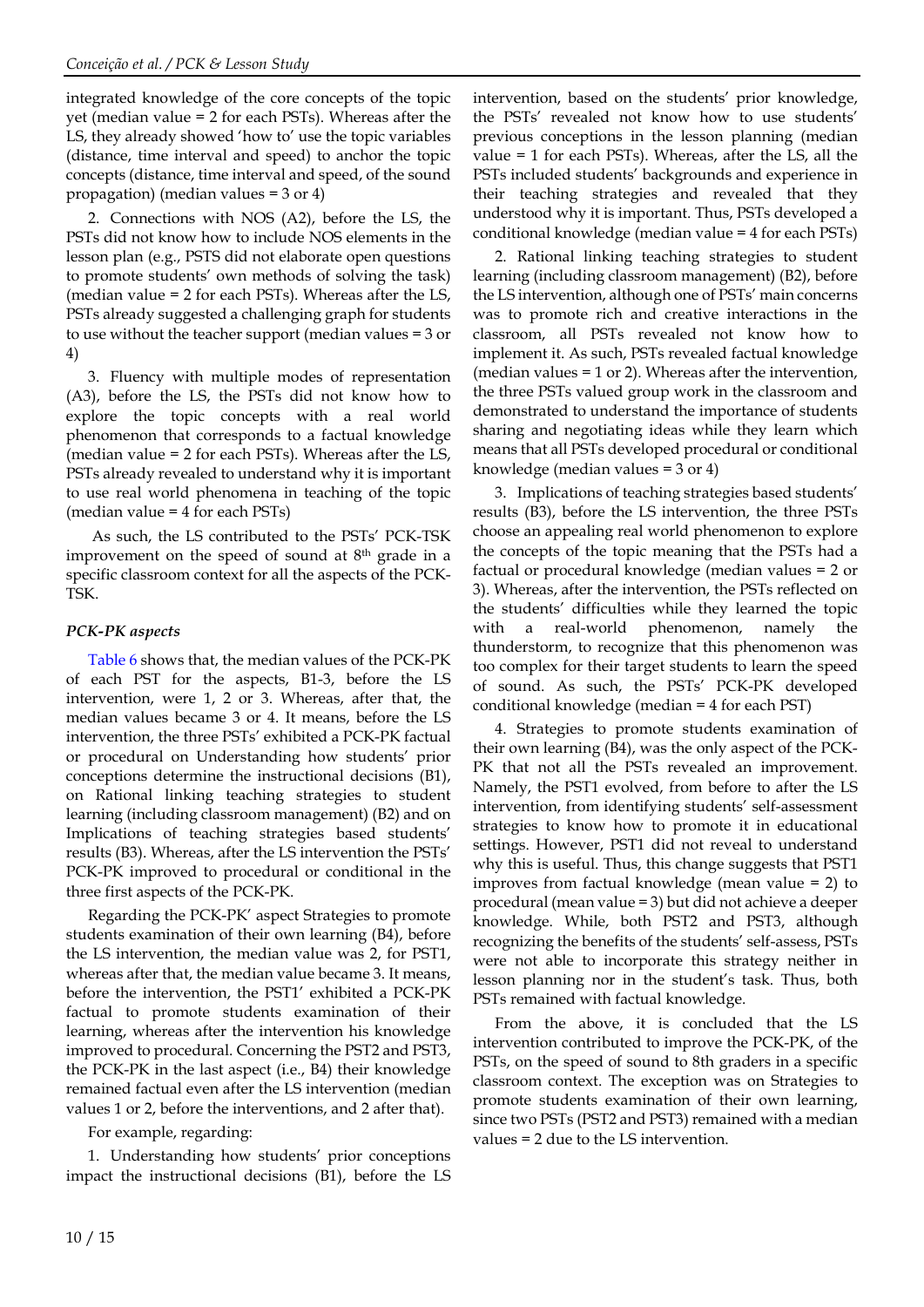integrated knowledge of the core concepts of the topic yet (median value = 2 for each PSTs). Whereas after the LS, they already showed 'how to' use the topic variables (distance, time interval and speed) to anchor the topic concepts (distance, time interval and speed, of the sound propagation) (median values = 3 or 4)

2. Connections with NOS (A2), before the LS, the PSTs did not know how to include NOS elements in the lesson plan (e.g., PSTS did not elaborate open questions to promote students' own methods of solving the task) (median value = 2 for each PSTs). Whereas after the LS, PSTs already suggested a challenging graph for students to use without the teacher support (median values = 3 or 4)

3. Fluency with multiple modes of representation (A3), before the LS, the PSTs did not know how to explore the topic concepts with a real world phenomenon that corresponds to a factual knowledge (median value = 2 for each PSTs). Whereas after the LS, PSTs already revealed to understand why it is important to use real world phenomena in teaching of the topic (median value = 4 for each PSTs)

As such, the LS contributed to the PSTs' PCK-TSK improvement on the speed of sound at 8th grade in a specific classroom context for all the aspects of the PCK-TSK.

### *PCK-PK aspects*

Table 6 shows that, the median values of the PCK-PK of each PST for the aspects, B1-3, before the LS intervention, were 1, 2 or 3. Whereas, after that, the median values became 3 or 4. It means, before the LS intervention, the three PSTs' exhibited a PCK-PK factual or procedural on Understanding how students' prior conceptions determine the instructional decisions (B1), on Rational linking teaching strategies to student learning (including classroom management) (B2) and on Implications of teaching strategies based students' results (B3). Whereas, after the LS intervention the PSTs' PCK-PK improved to procedural or conditional in the three first aspects of the PCK-PK.

Regarding the PCK-PK' aspect Strategies to promote students examination of their own learning (B4), before the LS intervention, the median value was 2, for PST1, whereas after that, the median value became 3. It means, before the intervention, the PST1' exhibited a PCK-PK factual to promote students examination of their learning, whereas after the intervention his knowledge improved to procedural. Concerning the PST2 and PST3, the PCK-PK in the last aspect (i.e., B4) their knowledge remained factual even after the LS intervention (median values 1 or 2, before the interventions, and 2 after that).

For example, regarding:

1. Understanding how students' prior conceptions impact the instructional decisions (B1), before the LS intervention, based on the students' prior knowledge, the PSTs' revealed not know how to use students' previous conceptions in the lesson planning (median value = 1 for each PSTs). Whereas, after the LS, all the PSTs included students' backgrounds and experience in their teaching strategies and revealed that they understood why it is important. Thus, PSTs developed a conditional knowledge (median value = 4 for each PSTs)

2. Rational linking teaching strategies to student learning (including classroom management) (B2), before the LS intervention, although one of PSTs' main concerns was to promote rich and creative interactions in the classroom, all PSTs revealed not know how to implement it. As such, PSTs revealed factual knowledge (median values = 1 or 2). Whereas after the intervention, the three PSTs valued group work in the classroom and demonstrated to understand the importance of students sharing and negotiating ideas while they learn which means that all PSTs developed procedural or conditional knowledge (median values = 3 or 4)

3. Implications of teaching strategies based students' results (B3), before the LS intervention, the three PSTs choose an appealing real world phenomenon to explore the concepts of the topic meaning that the PSTs had a factual or procedural knowledge (median values = 2 or 3). Whereas, after the intervention, the PSTs reflected on the students' difficulties while they learned the topic with a real-world phenomenon, namely the thunderstorm, to recognize that this phenomenon was too complex for their target students to learn the speed of sound. As such, the PSTs' PCK-PK developed conditional knowledge (median = 4 for each PST)

4. Strategies to promote students examination of their own learning (B4), was the only aspect of the PCK-PK that not all the PSTs revealed an improvement. Namely, the PST1 evolved, from before to after the LS intervention, from identifying students' self-assessment strategies to know how to promote it in educational settings. However, PST1 did not reveal to understand why this is useful. Thus, this change suggests that PST1 improves from factual knowledge (mean value = 2) to procedural (mean value = 3) but did not achieve a deeper knowledge. While, both PST2 and PST3, although recognizing the benefits of the students' self-assess, PSTs were not able to incorporate this strategy neither in lesson planning nor in the student's task. Thus, both PSTs remained with factual knowledge.

From the above, it is concluded that the LS intervention contributed to improve the PCK-PK, of the PSTs, on the speed of sound to 8th graders in a specific classroom context. The exception was on Strategies to promote students examination of their own learning, since two PSTs (PST2 and PST3) remained with a median values = 2 due to the LS intervention.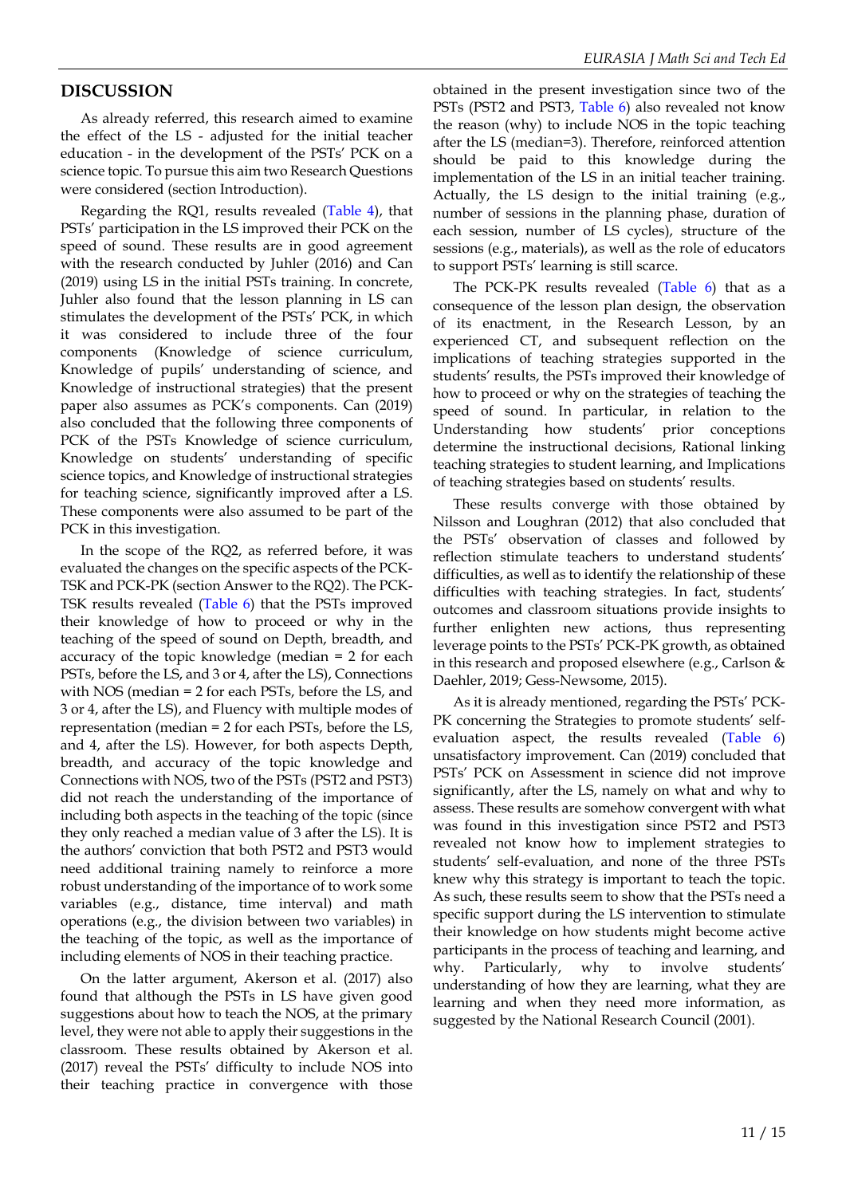## DISCUSSION

As already referred, this research aimed to examine the effect of the LS - adjusted for the initial teacher education - in the development of the PSTs' PCK on a science topic. To pursue this aim two Research Questions were considered (section Introduction).

Regarding the RQ1, results revealed (Table 4), that PSTs' participation in the LS improved their PCK on the speed of sound. These results are in good agreement with the research conducted by Juhler (2016) and Can (2019) using LS in the initial PSTs training. In concrete, Juhler also found that the lesson planning in LS can stimulates the development of the PSTs' PCK, in which it was considered to include three of the four components (Knowledge of science curriculum, Knowledge of pupils' understanding of science, and Knowledge of instructional strategies) that the present paper also assumes as PCK's components. Can (2019) also concluded that the following three components of PCK of the PSTs Knowledge of science curriculum, Knowledge on students' understanding of specific science topics, and Knowledge of instructional strategies for teaching science, significantly improved after a LS. These components were also assumed to be part of the PCK in this investigation.

In the scope of the RQ2, as referred before, it was evaluated the changes on the specific aspects of the PCK-TSK and PCK-PK (section Answer to the RQ2). The PCK-TSK results revealed (Table 6) that the PSTs improved their knowledge of how to proceed or why in the teaching of the speed of sound on Depth, breadth, and accuracy of the topic knowledge (median = 2 for each PSTs, before the LS, and 3 or 4, after the LS), Connections with NOS (median = 2 for each PSTs, before the LS, and 3 or 4, after the LS), and Fluency with multiple modes of representation (median = 2 for each PSTs, before the LS, and 4, after the LS). However, for both aspects Depth, breadth, and accuracy of the topic knowledge and Connections with NOS, two of the PSTs (PST2 and PST3) did not reach the understanding of the importance of including both aspects in the teaching of the topic (since they only reached a median value of 3 after the LS). It is the authors' conviction that both PST2 and PST3 would need additional training namely to reinforce a more robust understanding of the importance of to work some variables (e.g., distance, time interval) and math operations (e.g., the division between two variables) in the teaching of the topic, as well as the importance of including elements of NOS in their teaching practice.

On the latter argument, Akerson et al. (2017) also found that although the PSTs in LS have given good suggestions about how to teach the NOS, at the primary level, they were not able to apply their suggestions in the classroom. These results obtained by Akerson et al. (2017) reveal the PSTs' difficulty to include NOS into their teaching practice in convergence with those obtained in the present investigation since two of the PSTs (PST2 and PST3, Table 6) also revealed not know the reason (why) to include NOS in the topic teaching after the LS (median=3). Therefore, reinforced attention should be paid to this knowledge during the implementation of the LS in an initial teacher training. Actually, the LS design to the initial training (e.g., number of sessions in the planning phase, duration of each session, number of LS cycles), structure of the sessions (e.g., materials), as well as the role of educators to support PSTs' learning is still scarce.

The PCK-PK results revealed (Table 6) that as a consequence of the lesson plan design, the observation of its enactment, in the Research Lesson, by an experienced CT, and subsequent reflection on the implications of teaching strategies supported in the students' results, the PSTs improved their knowledge of how to proceed or why on the strategies of teaching the speed of sound. In particular, in relation to the Understanding how students' prior conceptions determine the instructional decisions, Rational linking teaching strategies to student learning, and Implications of teaching strategies based on students' results.

These results converge with those obtained by Nilsson and Loughran (2012) that also concluded that the PSTs' observation of classes and followed by reflection stimulate teachers to understand students' difficulties, as well as to identify the relationship of these difficulties with teaching strategies. In fact, students' outcomes and classroom situations provide insights to further enlighten new actions, thus representing leverage points to the PSTs' PCK-PK growth, as obtained in this research and proposed elsewhere (e.g., Carlson & Daehler, 2019; Gess-Newsome, 2015).

As it is already mentioned, regarding the PSTs' PCK-PK concerning the Strategies to promote students' self-evaluation aspect, the results revealed (Table 6) unsatisfactory improvement. Can (2019) concluded that PSTs' PCK on Assessment in science did not improve significantly, after the LS, namely on what and why to assess. These results are somehow convergent with what was found in this investigation since PST2 and PST3 revealed not know how to implement strategies to students' self-evaluation, and none of the three PSTs knew why this strategy is important to teach the topic. As such, these results seem to show that the PSTs need a specific support during the LS intervention to stimulate their knowledge on how students might become active participants in the process of teaching and learning, and why. Particularly, why to involve students' understanding of how they are learning, what they are learning and when they need more information, as suggested by the National Research Council (2001).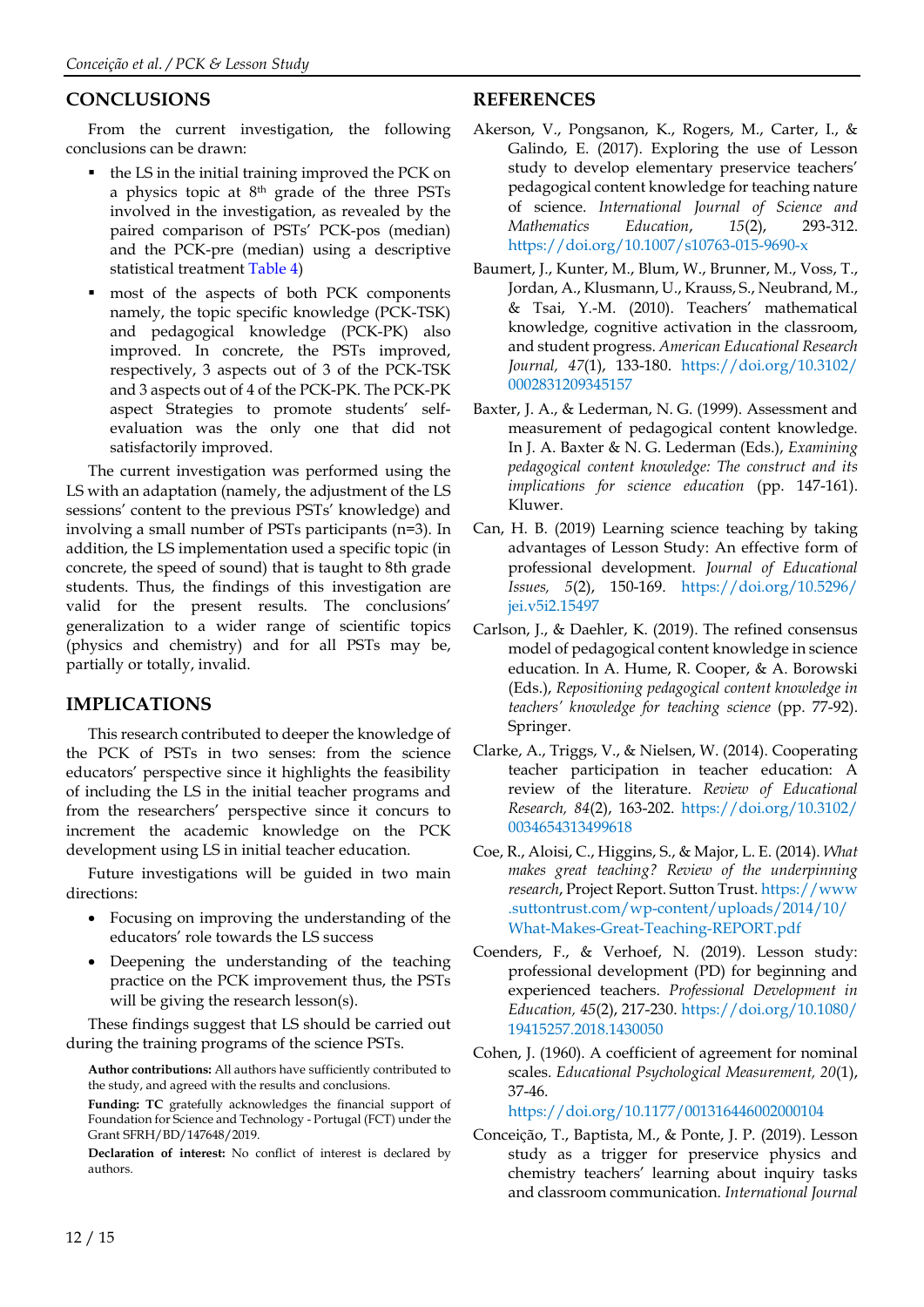## CONCLUSIONS

From the current investigation, the following conclusions can be drawn:

- the LS in the initial training improved the PCK on a physics topic at 8th grade of the three PSTs involved in the investigation, as revealed by the paired comparison of PSTs' PCK-pos (median) and the PCK-pre (median) using a descriptive statistical treatment Table 4)
- most of the aspects of both PCK components namely, the topic specific knowledge (PCK-TSK) and pedagogical knowledge (PCK-PK) also improved. In concrete, the PSTs improved, respectively, 3 aspects out of 3 of the PCK-TSK and 3 aspects out of 4 of the PCK-PK. The PCK-PK aspect Strategies to promote students' self-evaluation was the only one that did not satisfactorily improved.

The current investigation was performed using the LS with an adaptation (namely, the adjustment of the LS sessions' content to the previous PSTs' knowledge) and involving a small number of PSTs participants (n=3). In addition, the LS implementation used a specific topic (in concrete, the speed of sound) that is taught to 8th grade students. Thus, the findings of this investigation are valid for the present results. The conclusions' generalization to a wider range of scientific topics (physics and chemistry) and for all PSTs may be, partially or totally, invalid.

## IMPLICATIONS

This research contributed to deeper the knowledge of the PCK of PSTs in two senses: from the science educators' perspective since it highlights the feasibility of including the LS in the initial teacher programs and from the researchers' perspective since it concurs to increment the academic knowledge on the PCK development using LS in initial teacher education.

Future investigations will be guided in two main directions:

- Focusing on improving the understanding of the educators' role towards the LS success
- Deepening the understanding of the teaching practice on the PCK improvement thus, the PSTs will be giving the research lesson(s).

These findings suggest that LS should be carried out during the training programs of the science PSTs.

**Author contributions:** All authors have sufficiently contributed to the study, and agreed with the results and conclusions.

**Funding:** **TC** gratefully acknowledges the financial support of Foundation for Science and Technology - Portugal (FCT) under the Grant SFRH/BD/147648/2019.

**Declaration of interest:** No conflict of interest is declared by authors.

## REFERENCES

Akerson, V., Pongsanon, K., Rogers, M., Carter, I., & Galindo, E. (2017). Exploring the use of Lesson study to develop elementary preservice teachers' pedagogical content knowledge for teaching nature of science. *International Journal of Science and Mathematics Education*, *15*(2), 293-312. https://doi.org/10.1007/s10763-015-9690-x

Baumert, J., Kunter, M., Blum, W., Brunner, M., Voss, T., Jordan, A., Klusmann, U., Krauss, S., Neubrand, M., & Tsai, Y.-M. (2010). Teachers' mathematical knowledge, cognitive activation in the classroom, and student progress. *American Educational Research Journal, 47*(1), 133-180. https://doi.org/10.3102/0002831209345157

Baxter, J. A., & Lederman, N. G. (1999). Assessment and measurement of pedagogical content knowledge. In J. A. Baxter & N. G. Lederman (Eds.), *Examining pedagogical content knowledge: The construct and its implications for science education* (pp. 147-161). Kluwer.

Can, H. B. (2019) Learning science teaching by taking advantages of Lesson Study: An effective form of professional development. *Journal of Educational Issues, 5*(2), 150-169. https://doi.org/10.5296/jei.v5i2.15497

Carlson, J., & Daehler, K. (2019). The refined consensus model of pedagogical content knowledge in science education. In A. Hume, R. Cooper, & A. Borowski (Eds.), *Repositioning pedagogical content knowledge in teachers' knowledge for teaching science* (pp. 77-92). Springer.

Clarke, A., Triggs, V., & Nielsen, W. (2014). Cooperating teacher participation in teacher education: A review of the literature. *Review of Educational Research, 84*(2), 163-202. https://doi.org/10.3102/0034654313499618

Coe, R., Aloisi, C., Higgins, S., & Major, L. E. (2014). *What makes great teaching? Review of the underpinning research*, Project Report. Sutton Trust. https://www.suttontrust.com/wp-content/uploads/2014/10/What-Makes-Great-Teaching-REPORT.pdf

Coenders, F., & Verhoef, N. (2019). Lesson study: professional development (PD) for beginning and experienced teachers. *Professional Development in Education, 45*(2), 217-230. https://doi.org/10.1080/19415257.2018.1430050

Cohen, J. (1960). A coefficient of agreement for nominal scales. *Educational Psychological Measurement, 20*(1), 37-46. https://doi.org/10.1177/001316446002000104

Conceição, T., Baptista, M., & Ponte, J. P. (2019). Lesson study as a trigger for preservice physics and chemistry teachers' learning about inquiry tasks and classroom communication. *International Journal*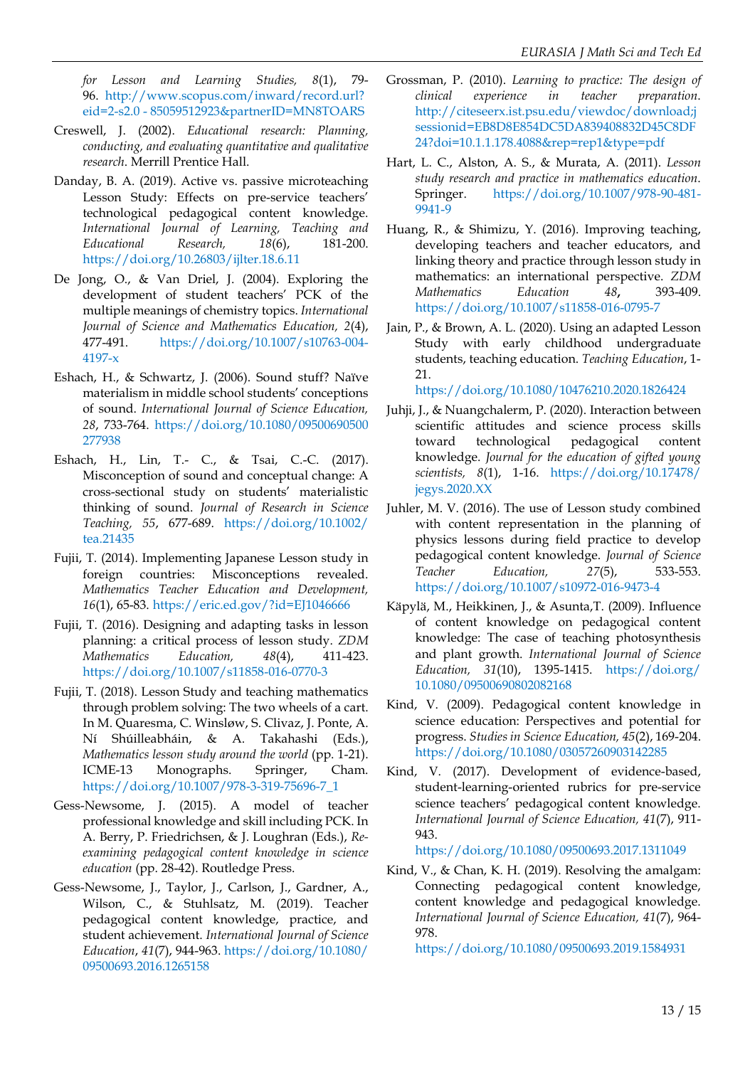*for Lesson and Learning Studies, 8*(1), 79-96. http://www.scopus.com/inward/record.url?eid=2-s2.0 - 85059512923&partnerID=MN8TOARS

Creswell, J. (2002). *Educational research: Planning, conducting, and evaluating quantitative and qualitative research*. Merrill Prentice Hall.

Danday, B. A. (2019). Active vs. passive microteaching Lesson Study: Effects on pre-service teachers' technological pedagogical content knowledge. *International Journal of Learning, Teaching and Educational Research, 18*(6), 181-200. https://doi.org/10.26803/ijlter.18.6.11

De Jong, O., & Van Driel, J. (2004). Exploring the development of student teachers' PCK of the multiple meanings of chemistry topics. *International Journal of Science and Mathematics Education, 2*(4), 477-491. https://doi.org/10.1007/s10763-004-4197-x

Eshach, H., & Schwartz, J. (2006). Sound stuff? Naïve materialism in middle school students' conceptions of sound. *International Journal of Science Education, 28*, 733-764. https://doi.org/10.1080/09500690500277938

Eshach, H., Lin, T.- C., & Tsai, C.-C. (2017). Misconception of sound and conceptual change: A cross-sectional study on students' materialistic thinking of sound. *Journal of Research in Science Teaching, 55*, 677-689. https://doi.org/10.1002/tea.21435

Fujii, T. (2014). Implementing Japanese Lesson study in foreign countries: Misconceptions revealed. *Mathematics Teacher Education and Development, 16*(1), 65-83. https://eric.ed.gov/?id=EJ1046666

Fujii, T. (2016). Designing and adapting tasks in lesson planning: a critical process of lesson study. *ZDM Mathematics Education, 48*(4), 411-423. https://doi.org/10.1007/s11858-016-0770-3

Fujii, T. (2018). Lesson Study and teaching mathematics through problem solving: The two wheels of a cart. In M. Quaresma, C. Winsløw, S. Clivaz, J. Ponte, A. Ní Shúilleabháin, & A. Takahashi (Eds.), *Mathematics lesson study around the world* (pp. 1-21). ICME-13 Monographs. Springer, Cham. https://doi.org/10.1007/978-3-319-75696-7_1

Gess-Newsome, J. (2015). A model of teacher professional knowledge and skill including PCK. In A. Berry, P. Friedrichsen, & J. Loughran (Eds.), *Re-examining pedagogical content knowledge in science education* (pp. 28-42). Routledge Press.

Gess-Newsome, J., Taylor, J., Carlson, J., Gardner, A., Wilson, C., & Stuhlsatz, M. (2019). Teacher pedagogical content knowledge, practice, and student achievement. *International Journal of Science Education*, *41*(7), 944-963. https://doi.org/10.1080/09500693.2016.1265158

Grossman, P. (2010). *Learning to practice: The design of clinical experience in teacher preparation*. http://citeseerx.ist.psu.edu/viewdoc/download;jsessionid=EB8D8E854DC5DA839408832D45C8DF24?doi=10.1.1.178.4088&rep=rep1&type=pdf

Hart, L. C., Alston, A. S., & Murata, A. (2011). *Lesson study research and practice in mathematics education*. Springer. https://doi.org/10.1007/978-90-481-9941-9

Huang, R., & Shimizu, Y. (2016). Improving teaching, developing teachers and teacher educators, and linking theory and practice through lesson study in mathematics: an international perspective. *ZDM Mathematics Education 48***,** 393-409. https://doi.org/10.1007/s11858-016-0795-7

Jain, P., & Brown, A. L. (2020). Using an adapted Lesson Study with early childhood undergraduate students, teaching education. *Teaching Education*, 1-21. https://doi.org/10.1080/10476210.2020.1826424

Juhji, J., & Nuangchalerm, P. (2020). Interaction between scientific attitudes and science process skills toward technological pedagogical content knowledge. *Journal for the education of gifted young scientists, 8*(1), 1-16. https://doi.org/10.17478/jegys.2020.XX

Juhler, M. V. (2016). The use of Lesson study combined with content representation in the planning of physics lessons during field practice to develop pedagogical content knowledge. *Journal of Science Teacher Education, 27*(5), 533-553. https://doi.org/10.1007/s10972-016-9473-4

Käpylä, M., Heikkinen, J., & Asunta,T. (2009). Influence of content knowledge on pedagogical content knowledge: The case of teaching photosynthesis and plant growth. *International Journal of Science Education, 31*(10), 1395-1415. https://doi.org/10.1080/09500690802082168

Kind, V. (2009). Pedagogical content knowledge in science education: Perspectives and potential for progress. *Studies in Science Education, 45*(2), 169-204. https://doi.org/10.1080/03057260903142285

Kind, V. (2017). Development of evidence-based, student-learning-oriented rubrics for pre-service science teachers' pedagogical content knowledge. *International Journal of Science Education, 41*(7), 911-943. https://doi.org/10.1080/09500693.2017.1311049

Kind, V., & Chan, K. H. (2019). Resolving the amalgam: Connecting pedagogical content knowledge, content knowledge and pedagogical knowledge. *International Journal of Science Education, 41*(7), 964-978. https://doi.org/10.1080/09500693.2019.1584931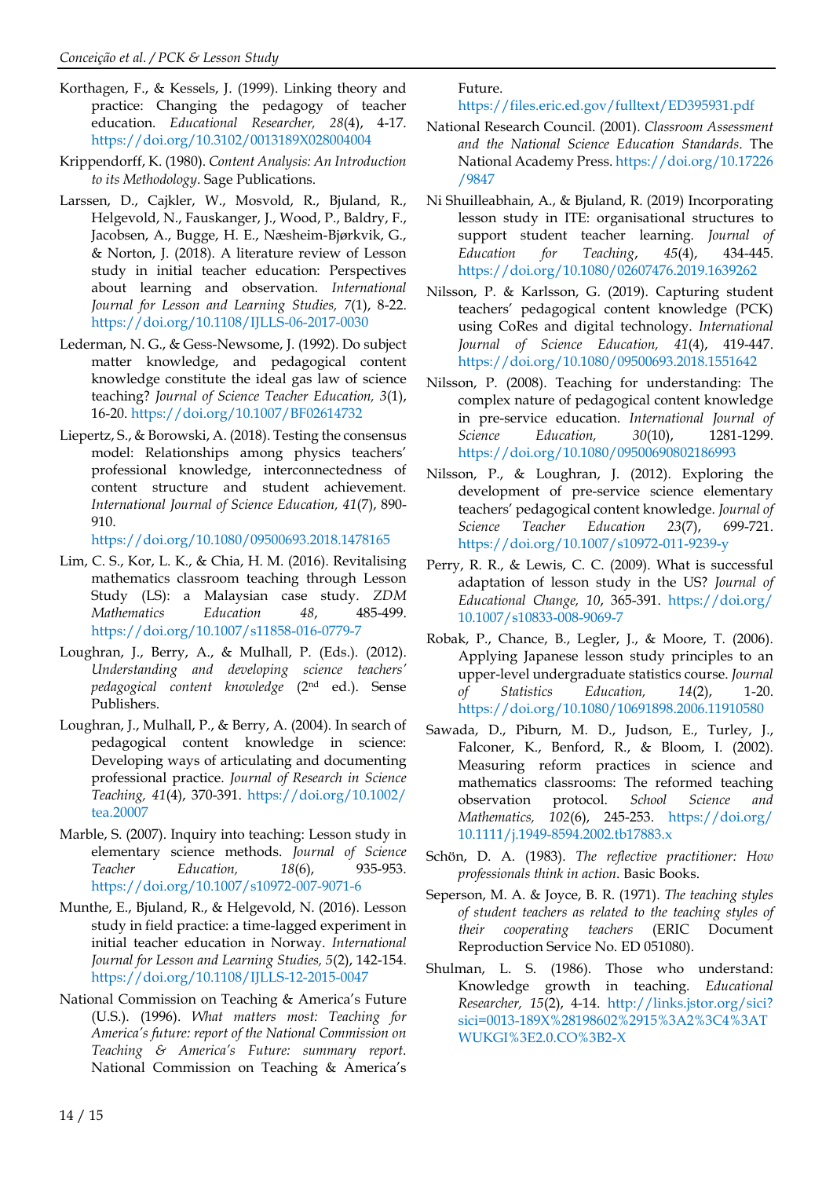Korthagen, F., & Kessels, J. (1999). Linking theory and practice: Changing the pedagogy of teacher education. *Educational Researcher, 28*(4), 4-17. https://doi.org/10.3102/0013189X028004004

Krippendorff, K. (1980). *Content Analysis: An Introduction to its Methodology*. Sage Publications.

Larssen, D., Cajkler, W., Mosvold, R., Bjuland, R., Helgevold, N., Fauskanger, J., Wood, P., Baldry, F., Jacobsen, A., Bugge, H. E., Næsheim-Bjørkvik, G., & Norton, J. (2018). A literature review of Lesson study in initial teacher education: Perspectives about learning and observation. *International Journal for Lesson and Learning Studies, 7*(1), 8-22. https://doi.org/10.1108/IJLLS-06-2017-0030

Lederman, N. G., & Gess-Newsome, J. (1992). Do subject matter knowledge, and pedagogical content knowledge constitute the ideal gas law of science teaching? *Journal of Science Teacher Education, 3*(1), 16-20. https://doi.org/10.1007/BF02614732

Liepertz, S., & Borowski, A. (2018). Testing the consensus model: Relationships among physics teachers' professional knowledge, interconnectedness of content structure and student achievement. *International Journal of Science Education, 41*(7), 890-910. https://doi.org/10.1080/09500693.2018.1478165

Lim, C. S., Kor, L. K., & Chia, H. M. (2016). Revitalising mathematics classroom teaching through Lesson Study (LS): a Malaysian case study. *ZDM Mathematics Education 48*, 485-499. https://doi.org/10.1007/s11858-016-0779-7

Loughran, J., Berry, A., & Mulhall, P. (Eds.). (2012). *Understanding and developing science teachers' pedagogical content knowledge* (2nd ed.). Sense Publishers.

Loughran, J., Mulhall, P., & Berry, A. (2004). In search of pedagogical content knowledge in science: Developing ways of articulating and documenting professional practice. *Journal of Research in Science Teaching, 41*(4), 370-391. https://doi.org/10.1002/tea.20007

Marble, S. (2007). Inquiry into teaching: Lesson study in elementary science methods. *Journal of Science Teacher Education, 18*(6), 935-953. https://doi.org/10.1007/s10972-007-9071-6

Munthe, E., Bjuland, R., & Helgevold, N. (2016). Lesson study in field practice: a time-lagged experiment in initial teacher education in Norway. *International Journal for Lesson and Learning Studies, 5*(2), 142-154. https://doi.org/10.1108/IJLLS-12-2015-0047

National Commission on Teaching & America's Future (U.S.). (1996). *What matters most: Teaching for America's future: report of the National Commission on Teaching & America's Future: summary report*. National Commission on Teaching & America's Future. https://files.eric.ed.gov/fulltext/ED395931.pdf

National Research Council. (2001). *Classroom Assessment and the National Science Education Standards*. The National Academy Press. https://doi.org/10.17226/9847

Ni Shuilleabhain, A., & Bjuland, R. (2019) Incorporating lesson study in ITE: organisational structures to support student teacher learning. *Journal of Education for Teaching*, *45*(4), 434-445. https://doi.org/10.1080/02607476.2019.1639262

Nilsson, P. & Karlsson, G. (2019). Capturing student teachers' pedagogical content knowledge (PCK) using CoRes and digital technology. *International Journal of Science Education, 41*(4), 419-447. https://doi.org/10.1080/09500693.2018.1551642

Nilsson, P. (2008). Teaching for understanding: The complex nature of pedagogical content knowledge in pre-service education. *International Journal of Science Education, 30*(10), 1281-1299. https://doi.org/10.1080/09500690802186993

Nilsson, P., & Loughran, J. (2012). Exploring the development of pre-service science elementary teachers' pedagogical content knowledge. *Journal of Science Teacher Education 23*(7), 699-721. https://doi.org/10.1007/s10972-011-9239-y

Perry, R. R., & Lewis, C. C. (2009). What is successful adaptation of lesson study in the US? *Journal of Educational Change, 10*, 365-391. https://doi.org/10.1007/s10833-008-9069-7

Robak, P., Chance, B., Legler, J., & Moore, T. (2006). Applying Japanese lesson study principles to an upper-level undergraduate statistics course. *Journal of Statistics Education, 14*(2), 1-20. https://doi.org/10.1080/10691898.2006.11910580

Sawada, D., Piburn, M. D., Judson, E., Turley, J., Falconer, K., Benford, R., & Bloom, I. (2002). Measuring reform practices in science and mathematics classrooms: The reformed teaching observation protocol. *School Science and Mathematics, 102*(6), 245-253. https://doi.org/10.1111/j.1949-8594.2002.tb17883.x

Schön, D. A. (1983). *The reflective practitioner: How professionals think in action*. Basic Books.

Seperson, M. A. & Joyce, B. R. (1971). *The teaching styles of student teachers as related to the teaching styles of their cooperating teachers* (ERIC Document Reproduction Service No. ED 051080).

Shulman, L. S. (1986). Those who understand: Knowledge growth in teaching. *Educational Researcher, 15*(2), 4-14. http://links.jstor.org/sici?sici=0013-189X%28198602%2915%3A2%3C4%3ATWUKGI%3E2.0.CO%3B2-X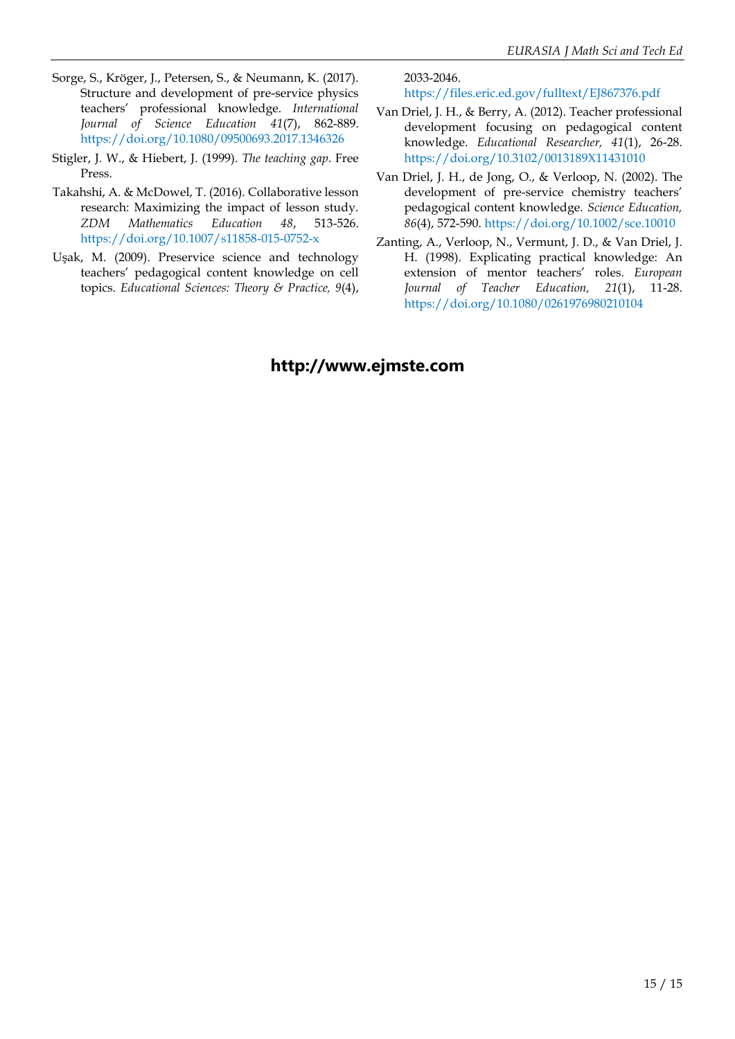Sorge, S., Kröger, J., Petersen, S., & Neumann, K. (2017). Structure and development of pre-service physics teachers' professional knowledge. *International Journal of Science Education 41*(7), 862-889. https://doi.org/10.1080/09500693.2017.1346326

Stigler, J. W., & Hiebert, J. (1999). *The teaching gap*. Free Press.

Takahshi, A. & McDowel, T. (2016). Collaborative lesson research: Maximizing the impact of lesson study. *ZDM Mathematics Education 48*, 513-526. https://doi.org/10.1007/s11858-015-0752-x

Uşak, M. (2009). Preservice science and technology teachers' pedagogical content knowledge on cell topics. *Educational Sciences: Theory & Practice, 9*(4), 2033-2046. https://files.eric.ed.gov/fulltext/EJ867376.pdf

Van Driel, J. H., & Berry, A. (2012). Teacher professional development focusing on pedagogical content knowledge. *Educational Researcher, 41*(1), 26-28. https://doi.org/10.3102/0013189X11431010

Van Driel, J. H., de Jong, O., & Verloop, N. (2002). The development of pre-service chemistry teachers' pedagogical content knowledge. *Science Education, 86*(4), 572-590. https://doi.org/10.1002/sce.10010

Zanting, A., Verloop, N., Vermunt, J. D., & Van Driel, J. H. (1998). Explicating practical knowledge: An extension of mentor teachers' roles. *European Journal of Teacher Education, 21*(1), 11-28. https://doi.org/10.1080/0261976980210104

**http://www.ejmste.com**